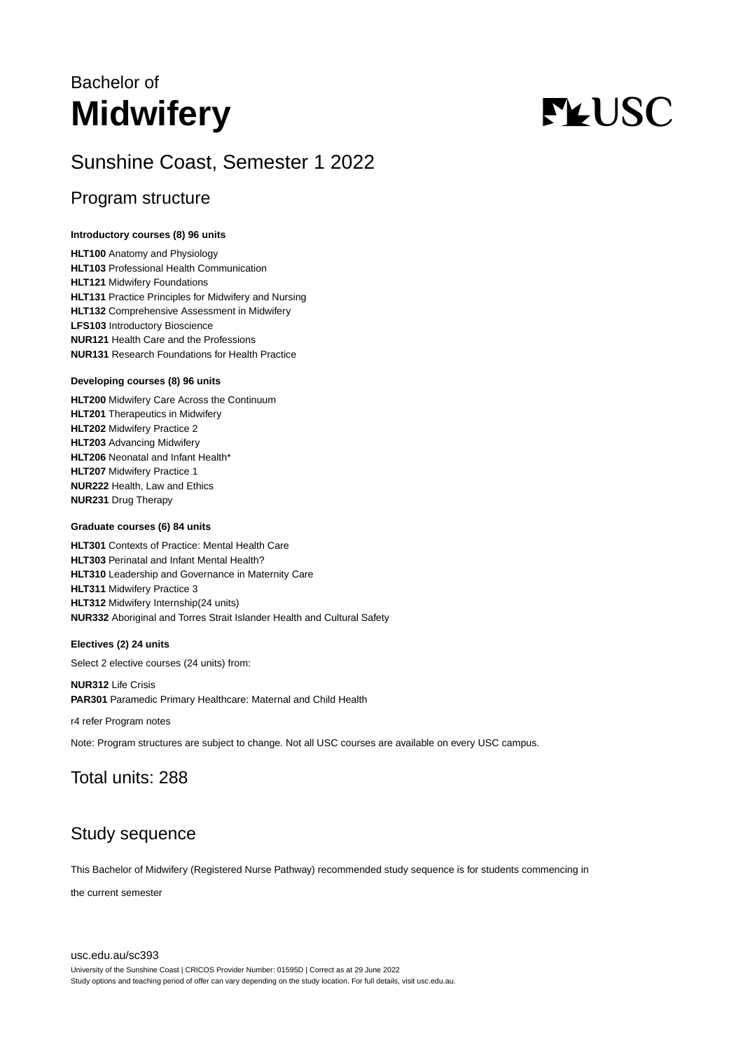Bachelor of

# Midwifery

## Sunshine Coast, Semester 1 2022

### Program structure

**Introductory courses (8) 96 units**

**HLT100** Anatomy and Physiology
**HLT103** Professional Health Communication
**HLT121** Midwifery Foundations
**HLT131** Practice Principles for Midwifery and Nursing
**HLT132** Comprehensive Assessment in Midwifery
**LFS103** Introductory Bioscience
**NUR121** Health Care and the Professions
**NUR131** Research Foundations for Health Practice

**Developing courses (8) 96 units**

**HLT200** Midwifery Care Across the Continuum
**HLT201** Therapeutics in Midwifery
**HLT202** Midwifery Practice 2
**HLT203** Advancing Midwifery
**HLT206** Neonatal and Infant Health*
**HLT207** Midwifery Practice 1
**NUR222** Health, Law and Ethics
**NUR231** Drug Therapy

**Graduate courses (6) 84 units**

**HLT301** Contexts of Practice: Mental Health Care
**HLT303** Perinatal and Infant Mental Health?
**HLT310** Leadership and Governance in Maternity Care
**HLT311** Midwifery Practice 3
**HLT312** Midwifery Internship(24 units)
**NUR332** Aboriginal and Torres Strait Islander Health and Cultural Safety

**Electives (2) 24 units**

Select 2 elective courses (24 units) from:

**NUR312** Life Crisis
**PAR301** Paramedic Primary Healthcare: Maternal and Child Health

r4 refer Program notes

Note: Program structures are subject to change. Not all USC courses are available on every USC campus.

## Total units: 288

## Study sequence

This Bachelor of Midwifery (Registered Nurse Pathway) recommended study sequence is for students commencing in

the current semester

usc.edu.au/sc393

University of the Sunshine Coast | CRICOS Provider Number: 01595D | Correct as at 29 June 2022
Study options and teaching period of offer can vary depending on the study location. For full details, visit usc.edu.au.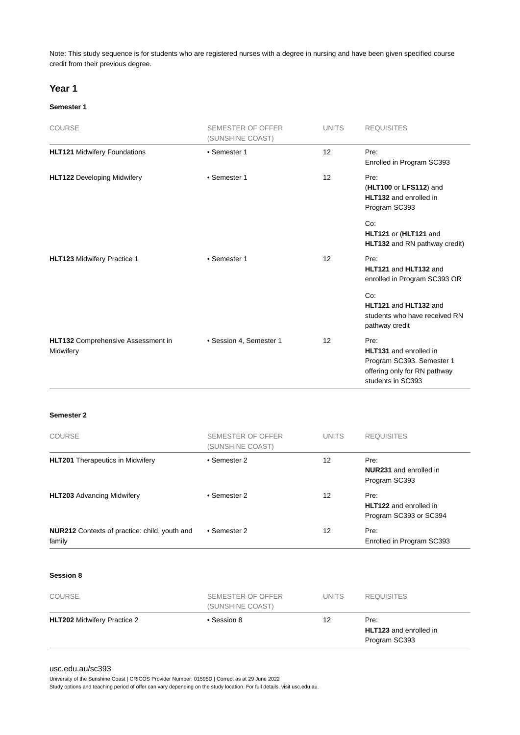Note: This study sequence is for students who are registered nurses with a degree in nursing and have been given specified course credit from their previous degree.

## Year 1

### Semester 1

| COURSE | SEMESTER OF OFFER (SUNSHINE COAST) | UNITS | REQUISITES |
|---|---|---|---|
| **HLT121** Midwifery Foundations | • Semester 1 | 12 | Pre: Enrolled in Program SC393 |
| **HLT122** Developing Midwifery | • Semester 1 | 12 | Pre: (**HLT100** or **LFS112**) and **HLT132** and enrolled in Program SC393<br><br>Co: **HLT121** or (**HLT121** and **HLT132** and RN pathway credit) |
| **HLT123** Midwifery Practice 1 | • Semester 1 | 12 | Pre: **HLT121** and **HLT132** and enrolled in Program SC393 OR<br><br>Co: **HLT121** and **HLT132** and students who have received RN pathway credit |
| **HLT132** Comprehensive Assessment in Midwifery | • Session 4, Semester 1 | 12 | Pre: **HLT131** and enrolled in Program SC393. Semester 1 offering only for RN pathway students in SC393 |

### Semester 2

| COURSE | SEMESTER OF OFFER (SUNSHINE COAST) | UNITS | REQUISITES |
|---|---|---|---|
| **HLT201** Therapeutics in Midwifery | • Semester 2 | 12 | Pre: **NUR231** and enrolled in Program SC393 |
| **HLT203** Advancing Midwifery | • Semester 2 | 12 | Pre: **HLT122** and enrolled in Program SC393 or SC394 |
| **NUR212** Contexts of practice: child, youth and family | • Semester 2 | 12 | Pre: Enrolled in Program SC393 |

### Session 8

| COURSE | SEMESTER OF OFFER (SUNSHINE COAST) | UNITS | REQUISITES |
|---|---|---|---|
| **HLT202** Midwifery Practice 2 | • Session 8 | 12 | Pre: **HLT123** and enrolled in Program SC393 |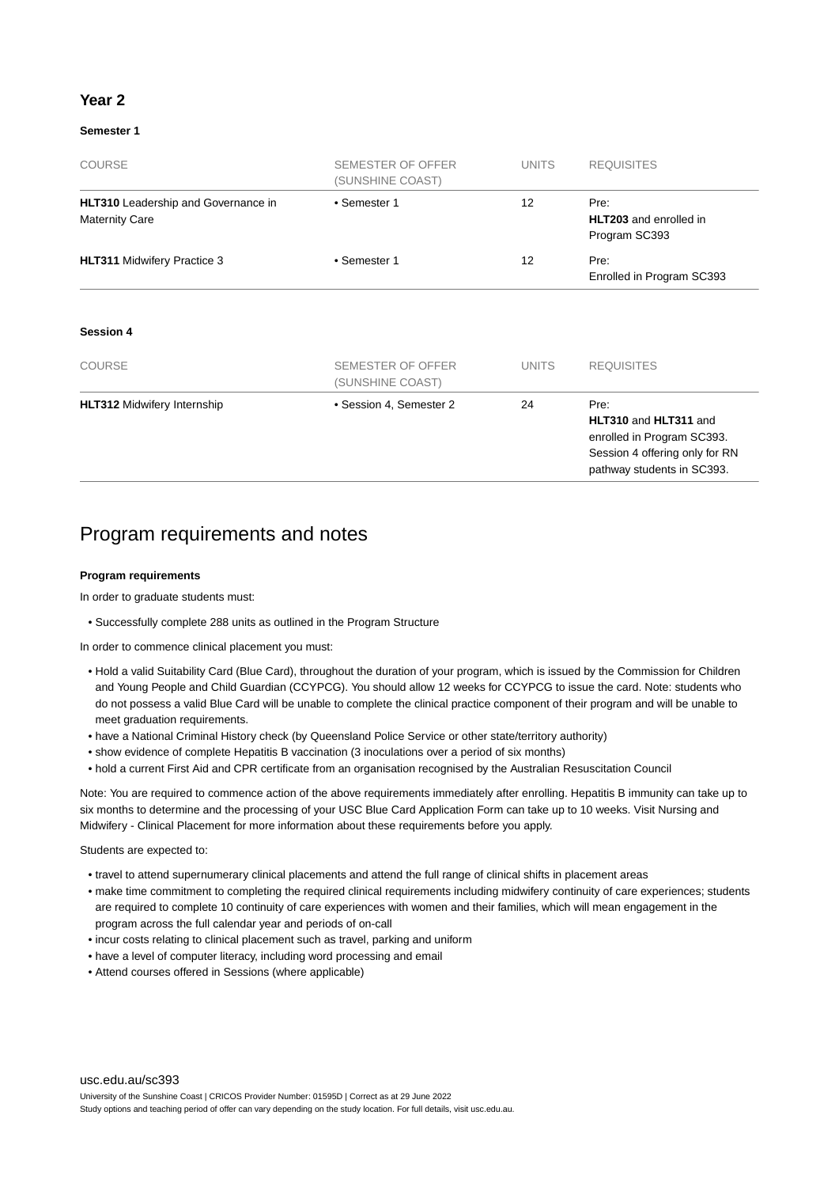### Year 2

#### Semester 1

| COURSE | SEMESTER OF OFFER (SUNSHINE COAST) | UNITS | REQUISITES |
|---|---|---|---|
| **HLT310** Leadership and Governance in Maternity Care | • Semester 1 | 12 | Pre: **HLT203** and enrolled in Program SC393 |
| **HLT311** Midwifery Practice 3 | • Semester 1 | 12 | Pre: Enrolled in Program SC393 |

#### Session 4

| COURSE | SEMESTER OF OFFER (SUNSHINE COAST) | UNITS | REQUISITES |
|---|---|---|---|
| **HLT312** Midwifery Internship | • Session 4, Semester 2 | 24 | Pre: **HLT310** and **HLT311** and enrolled in Program SC393. Session 4 offering only for RN pathway students in SC393. |

## Program requirements and notes

**Program requirements**

In order to graduate students must:

- Successfully complete 288 units as outlined in the Program Structure

In order to commence clinical placement you must:

- Hold a valid Suitability Card (Blue Card), throughout the duration of your program, which is issued by the Commission for Children and Young People and Child Guardian (CCYPCG). You should allow 12 weeks for CCYPCG to issue the card. Note: students who do not possess a valid Blue Card will be unable to complete the clinical practice component of their program and will be unable to meet graduation requirements.
- have a National Criminal History check (by Queensland Police Service or other state/territory authority)
- show evidence of complete Hepatitis B vaccination (3 inoculations over a period of six months)
- hold a current First Aid and CPR certificate from an organisation recognised by the Australian Resuscitation Council

Note: You are required to commence action of the above requirements immediately after enrolling. Hepatitis B immunity can take up to six months to determine and the processing of your USC Blue Card Application Form can take up to 10 weeks. Visit Nursing and Midwifery - Clinical Placement for more information about these requirements before you apply.

Students are expected to:

- travel to attend supernumerary clinical placements and attend the full range of clinical shifts in placement areas
- make time commitment to completing the required clinical requirements including midwifery continuity of care experiences; students are required to complete 10 continuity of care experiences with women and their families, which will mean engagement in the program across the full calendar year and periods of on-call
- incur costs relating to clinical placement such as travel, parking and uniform
- have a level of computer literacy, including word processing and email
- Attend courses offered in Sessions (where applicable)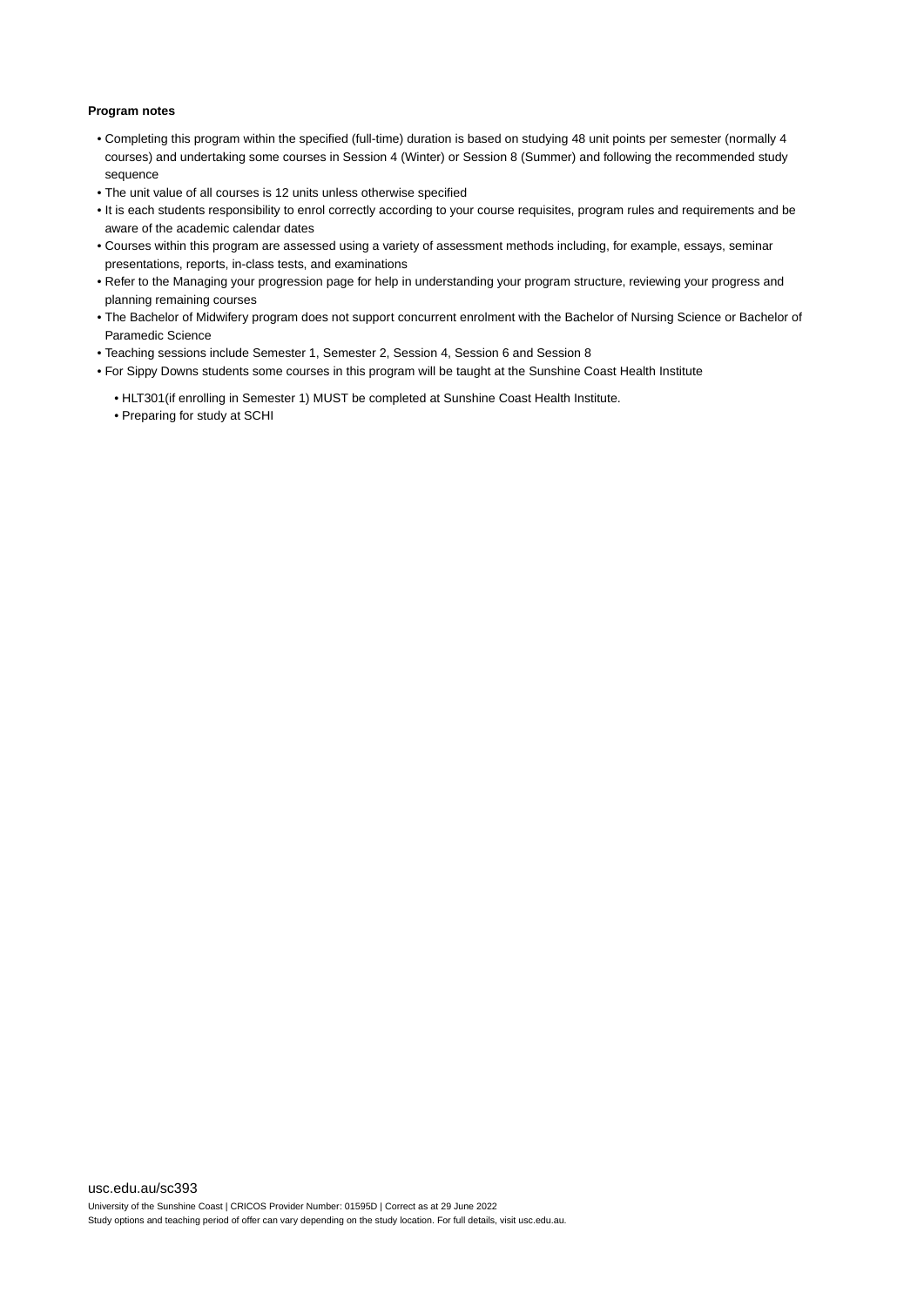**Program notes**

- Completing this program within the specified (full-time) duration is based on studying 48 unit points per semester (normally 4 courses) and undertaking some courses in Session 4 (Winter) or Session 8 (Summer) and following the recommended study sequence
- The unit value of all courses is 12 units unless otherwise specified
- It is each students responsibility to enrol correctly according to your course requisites, program rules and requirements and be aware of the academic calendar dates
- Courses within this program are assessed using a variety of assessment methods including, for example, essays, seminar presentations, reports, in-class tests, and examinations
- Refer to the Managing your progression page for help in understanding your program structure, reviewing your progress and planning remaining courses
- The Bachelor of Midwifery program does not support concurrent enrolment with the Bachelor of Nursing Science or Bachelor of Paramedic Science
- Teaching sessions include Semester 1, Semester 2, Session 4, Session 6 and Session 8
- For Sippy Downs students some courses in this program will be taught at the Sunshine Coast Health Institute
  - HLT301(if enrolling in Semester 1) MUST be completed at Sunshine Coast Health Institute.
  - Preparing for study at SCHI

usc.edu.au/sc393

University of the Sunshine Coast | CRICOS Provider Number: 01595D | Correct as at 29 June 2022

Study options and teaching period of offer can vary depending on the study location. For full details, visit usc.edu.au.